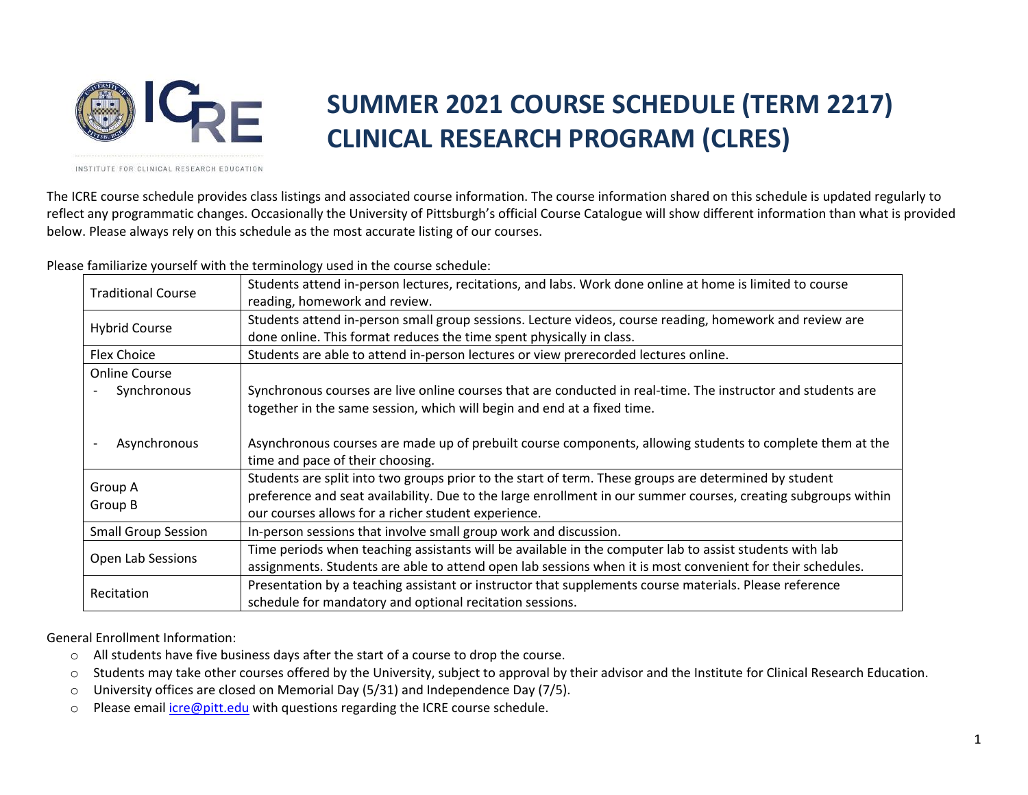# SUMMER 2021 COURSE SCHEDULE (TERM 2217) CLINICAL RESEARCH PROGRAM (CLRES)

The ICRE course schedule provides class listings and associated course information. The course information shared on this schedule is updated regularly to reflect any programmatic changes. Occasionally the University of Pittsburgh's official Course Catalogue will show different information than what is provided below. Please always rely on this schedule as the most accurate listing of our courses.

Please familiarize yourself with the terminology used in the course schedule:

| Term | Description |
|---|---|
| Traditional Course | Students attend in-person lectures, recitations, and labs. Work done online at home is limited to course reading, homework and review. |
| Hybrid Course | Students attend in-person small group sessions. Lecture videos, course reading, homework and review are done online. This format reduces the time spent physically in class. |
| Flex Choice | Students are able to attend in-person lectures or view prerecorded lectures online. |
| Online Course<br>- Synchronous<br><br>- Asynchronous | <br>Synchronous courses are live online courses that are conducted in real-time. The instructor and students are together in the same session, which will begin and end at a fixed time.<br><br>Asynchronous courses are made up of prebuilt course components, allowing students to complete them at the time and pace of their choosing. |
| Group A<br>Group B | Students are split into two groups prior to the start of term. These groups are determined by student preference and seat availability. Due to the large enrollment in our summer courses, creating subgroups within our courses allows for a richer student experience. |
| Small Group Session | In-person sessions that involve small group work and discussion. |
| Open Lab Sessions | Time periods when teaching assistants will be available in the computer lab to assist students with lab assignments. Students are able to attend open lab sessions when it is most convenient for their schedules. |
| Recitation | Presentation by a teaching assistant or instructor that supplements course materials. Please reference schedule for mandatory and optional recitation sessions. |

General Enrollment Information:

- All students have five business days after the start of a course to drop the course.
- Students may take other courses offered by the University, subject to approval by their advisor and the Institute for Clinical Research Education.
- University offices are closed on Memorial Day (5/31) and Independence Day (7/5).
- Please email icre@pitt.edu with questions regarding the ICRE course schedule.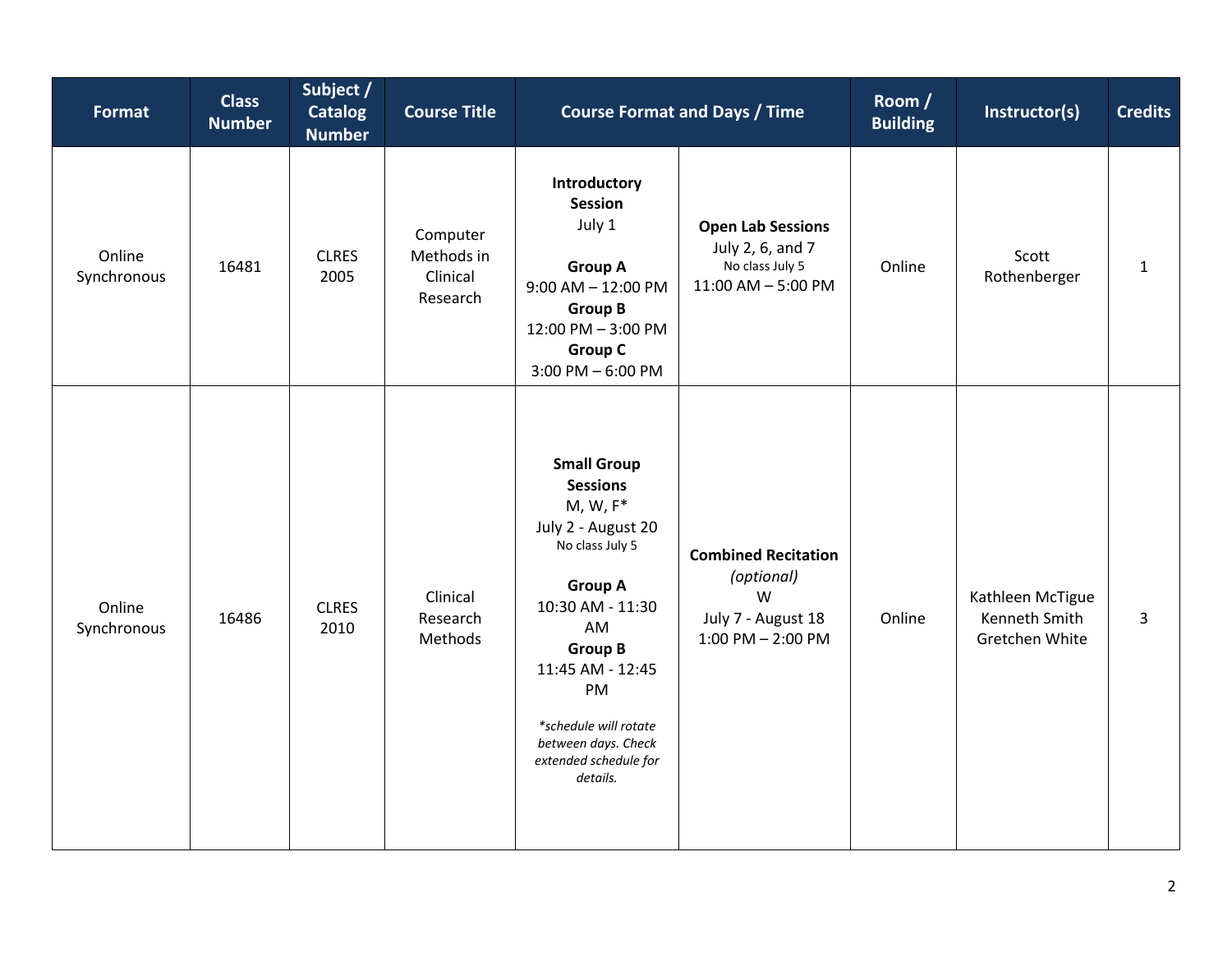| Format | Class Number | Subject / Catalog Number | Course Title | Course Format and Days / Time | | Room / Building | Instructor(s) | Credits |
|---|---|---|---|---|---|---|---|---|
| Online Synchronous | 16481 | CLRES 2005 | Computer Methods in Clinical Research | **Introductory Session** July 1<br><br>**Group A** 9:00 AM – 12:00 PM<br>**Group B** 12:00 PM – 3:00 PM<br>**Group C** 3:00 PM – 6:00 PM | **Open Lab Sessions** July 2, 6, and 7<br>No class July 5<br>11:00 AM – 5:00 PM | Online | Scott Rothenberger | 1 |
| Online Synchronous | 16486 | CLRES 2010 | Clinical Research Methods | **Small Group Sessions** M, W, F*<br>July 2 - August 20<br>No class July 5<br><br>**Group A** 10:30 AM - 11:30 AM<br>**Group B** 11:45 AM - 12:45 PM<br><br>*\*schedule will rotate between days. Check extended schedule for details.* | **Combined Recitation** *(optional)*<br>W<br>July 7 - August 18<br>1:00 PM – 2:00 PM | Online | Kathleen McTigue<br>Kenneth Smith<br>Gretchen White | 3 |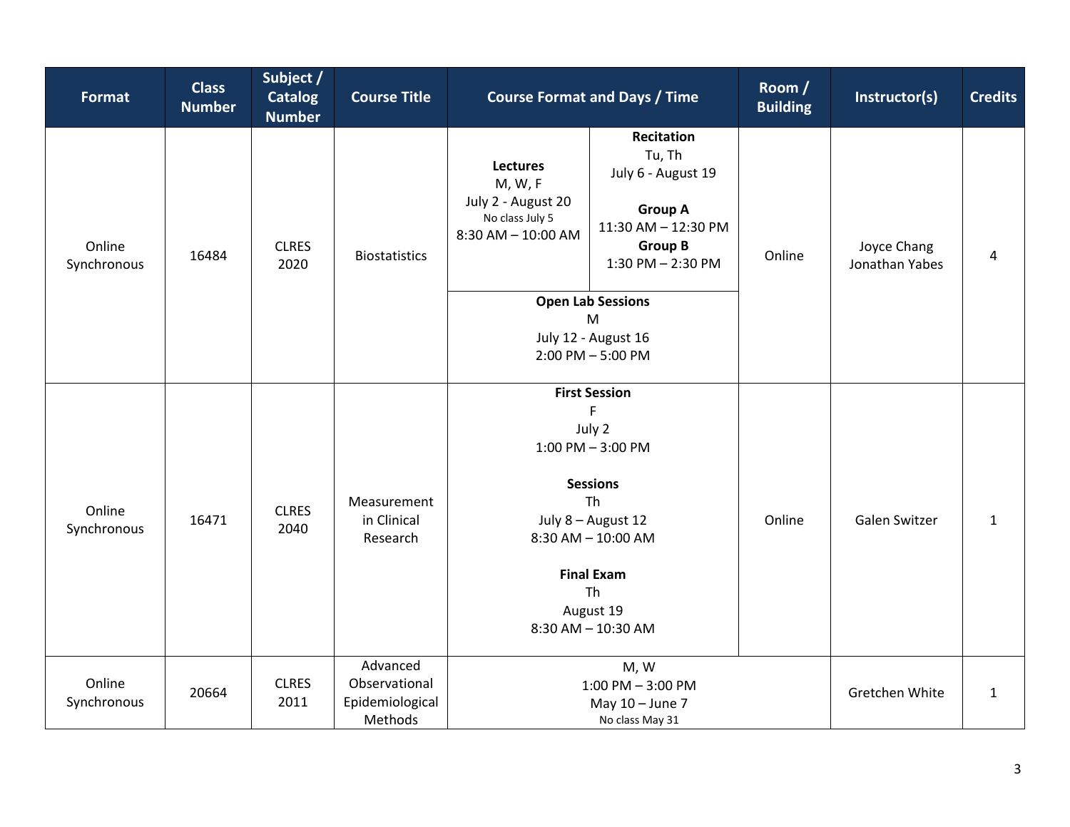| Format | Class Number | Subject / Catalog Number | Course Title | Course Format and Days / Time | | Room / Building | Instructor(s) | Credits |
|---|---|---|---|---|---|---|---|---|
| Online Synchronous | 16484 | CLRES 2020 | Biostatistics | **Lectures** M, W, F July 2 - August 20 No class July 5 8:30 AM – 10:00 AM | **Recitation** Tu, Th July 6 - August 19 **Group A** 11:30 AM – 12:30 PM **Group B** 1:30 PM – 2:30 PM | Online | Joyce Chang Jonathan Yabes | 4 |
| | | | | **Open Lab Sessions** M July 12 - August 16 2:00 PM – 5:00 PM | | | | |
| Online Synchronous | 16471 | CLRES 2040 | Measurement in Clinical Research | **First Session** F July 2 1:00 PM – 3:00 PM **Sessions** Th July 8 – August 12 8:30 AM – 10:00 AM **Final Exam** Th August 19 8:30 AM – 10:30 AM | | Online | Galen Switzer | 1 |
| Online Synchronous | 20664 | CLRES 2011 | Advanced Observational Epidemiological Methods | M, W 1:00 PM – 3:00 PM May 10 – June 7 No class May 31 | | | Gretchen White | 1 |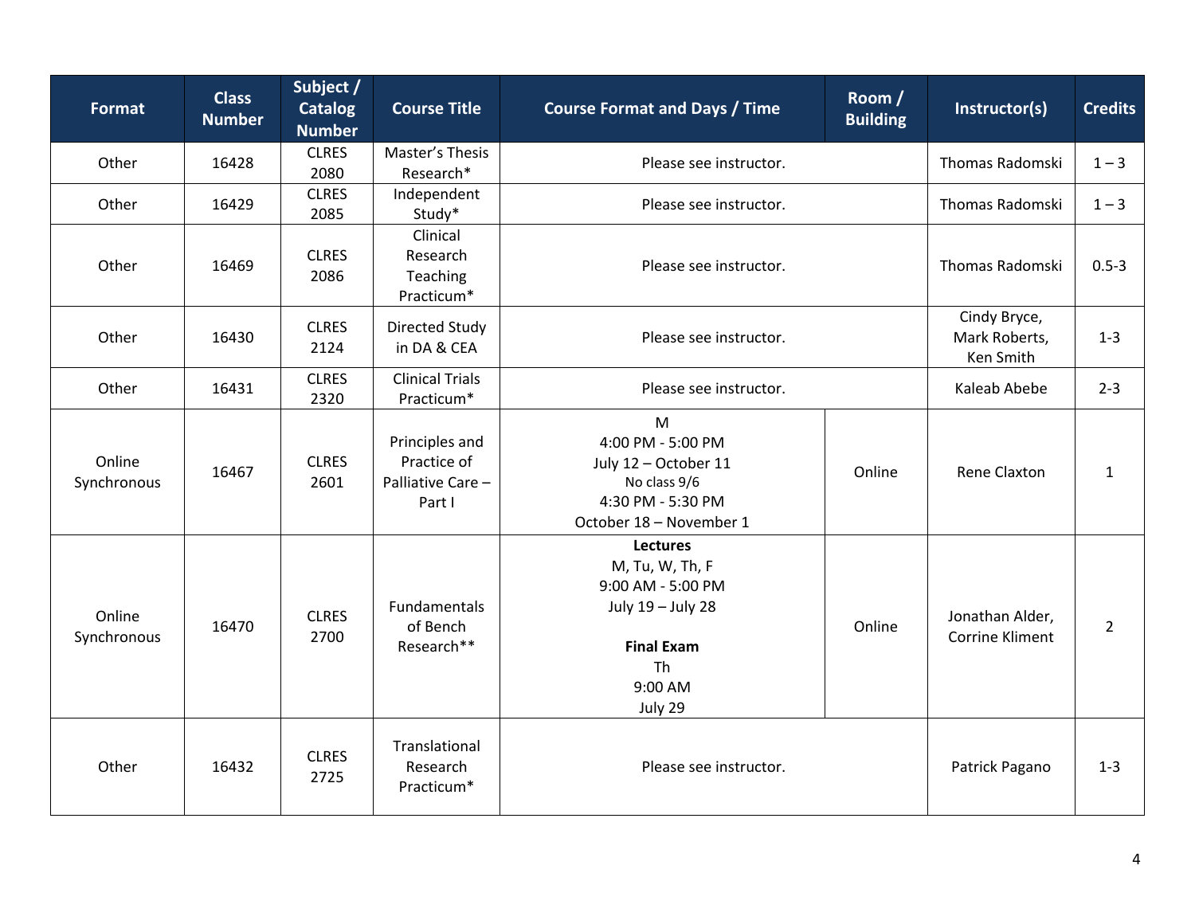| Format | Class Number | Subject / Catalog Number | Course Title | Course Format and Days / Time | Room / Building | Instructor(s) | Credits |
|---|---|---|---|---|---|---|---|
| Other | 16428 | CLRES 2080 | Master's Thesis Research* | Please see instructor. | | Thomas Radomski | 1 – 3 |
| Other | 16429 | CLRES 2085 | Independent Study* | Please see instructor. | | Thomas Radomski | 1 – 3 |
| Other | 16469 | CLRES 2086 | Clinical Research Teaching Practicum* | Please see instructor. | | Thomas Radomski | 0.5-3 |
| Other | 16430 | CLRES 2124 | Directed Study in DA & CEA | Please see instructor. | | Cindy Bryce, Mark Roberts, Ken Smith | 1-3 |
| Other | 16431 | CLRES 2320 | Clinical Trials Practicum* | Please see instructor. | | Kaleab Abebe | 2-3 |
| Online Synchronous | 16467 | CLRES 2601 | Principles and Practice of Palliative Care – Part I | M<br>4:00 PM - 5:00 PM<br>July 12 – October 11<br>No class 9/6<br>4:30 PM - 5:30 PM<br>October 18 – November 1 | Online | Rene Claxton | 1 |
| Online Synchronous | 16470 | CLRES 2700 | Fundamentals of Bench Research** | **Lectures**<br>M, Tu, W, Th, F<br>9:00 AM - 5:00 PM<br>July 19 – July 28<br><br>**Final Exam**<br>Th<br>9:00 AM<br>July 29 | Online | Jonathan Alder, Corrine Kliment | 2 |
| Other | 16432 | CLRES 2725 | Translational Research Practicum* | Please see instructor. | | Patrick Pagano | 1-3 |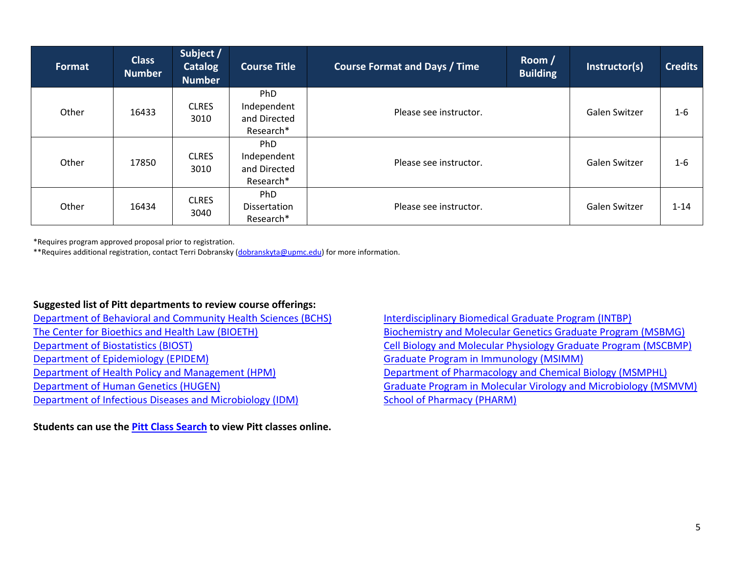| Format | Class Number | Subject / Catalog Number | Course Title | Course Format and Days / Time | Room / Building | Instructor(s) | Credits |
|---|---|---|---|---|---|---|---|
| Other | 16433 | CLRES 3010 | PhD Independent and Directed Research* | Please see instructor. | | Galen Switzer | 1-6 |
| Other | 17850 | CLRES 3010 | PhD Independent and Directed Research* | Please see instructor. | | Galen Switzer | 1-6 |
| Other | 16434 | CLRES 3040 | PhD Dissertation Research* | Please see instructor. | | Galen Switzer | 1-14 |

*Requires program approved proposal prior to registration.
**Requires additional registration, contact Terri Dobransky (dobranskyta@upmc.edu) for more information.

**Suggested list of Pitt departments to review course offerings:**

Department of Behavioral and Community Health Sciences (BCHS)
The Center for Bioethics and Health Law (BIOETH)
Department of Biostatistics (BIOST)
Department of Epidemiology (EPIDEM)
Department of Health Policy and Management (HPM)
Department of Human Genetics (HUGEN)
Department of Infectious Diseases and Microbiology (IDM)
Interdisciplinary Biomedical Graduate Program (INTBP)
Biochemistry and Molecular Genetics Graduate Program (MSBMG)
Cell Biology and Molecular Physiology Graduate Program (MSCBMP)
Graduate Program in Immunology (MSIMM)
Department of Pharmacology and Chemical Biology (MSPHL)
Graduate Program in Molecular Virology and Microbiology (MSMVM)
School of Pharmacy (PHARM)

**Students can use the Pitt Class Search to view Pitt classes online.**